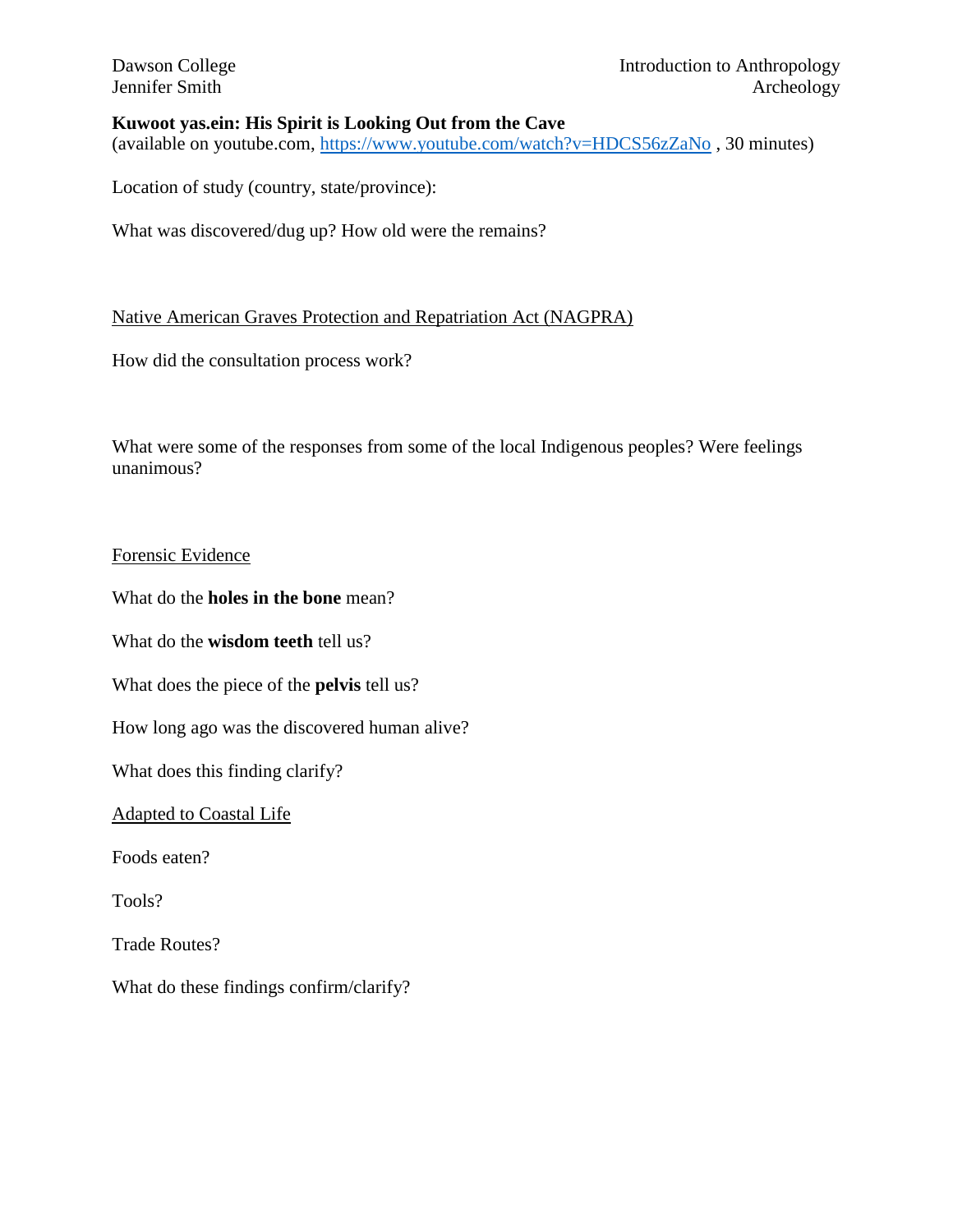Dawson College
Jennifer Smith

Introduction to Anthropology
Archeology

**Kuwoot yas.ein: His Spirit is Looking Out from the Cave**
(available on youtube.com, [https://www.youtube.com/watch?v=HDCS56zZaNo](https://www.youtube.com/watch?v=HDCS56zZaNo) , 30 minutes)

Location of study (country, state/province):

What was discovered/dug up? How old were the remains?

<u>Native American Graves Protection and Repatriation Act (NAGPRA)</u>

How did the consultation process work?

What were some of the responses from some of the local Indigenous peoples? Were feelings unanimous?

<u>Forensic Evidence</u>

What do the **holes in the bone** mean?

What do the **wisdom teeth** tell us?

What does the piece of the **pelvis** tell us?

How long ago was the discovered human alive?

What does this finding clarify?

<u>Adapted to Coastal Life</u>

Foods eaten?

Tools?

Trade Routes?

What do these findings confirm/clarify?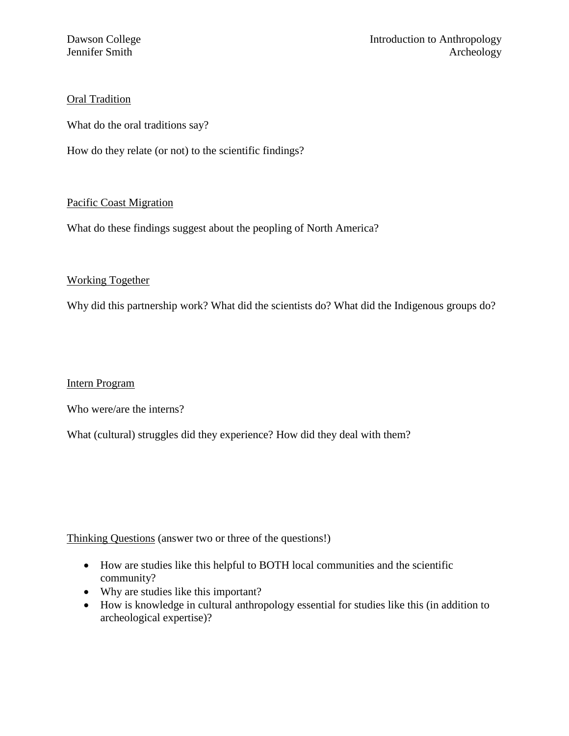Oral Tradition

What do the oral traditions say?

How do they relate (or not) to the scientific findings?

Pacific Coast Migration

What do these findings suggest about the peopling of North America?

Working Together

Why did this partnership work? What did the scientists do? What did the Indigenous groups do?

Intern Program

Who were/are the interns?

What (cultural) struggles did they experience? How did they deal with them?

Thinking Questions (answer two or three of the questions!)

- How are studies like this helpful to BOTH local communities and the scientific community?
- Why are studies like this important?
- How is knowledge in cultural anthropology essential for studies like this (in addition to archeological expertise)?